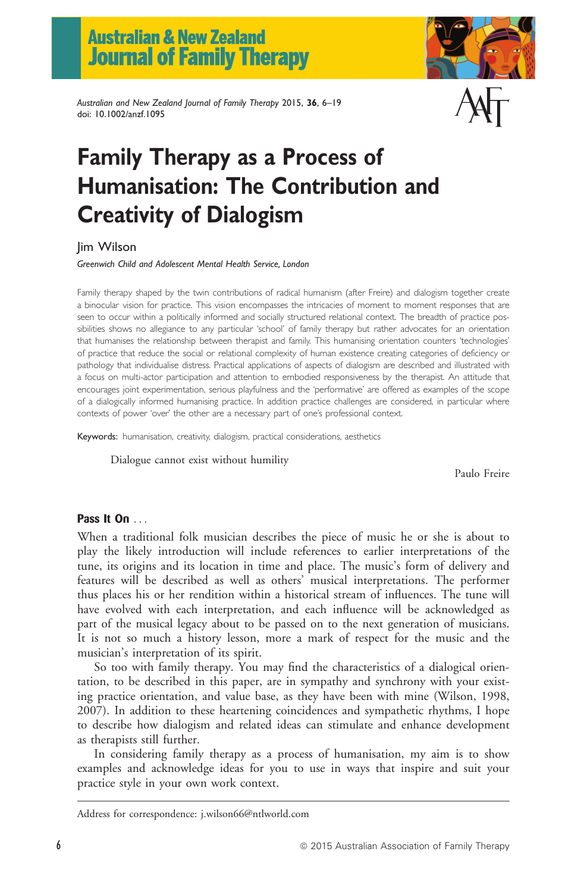# Family Therapy as a Process of Humanisation: The Contribution and Creativity of Dialogism

Jim Wilson

*Greenwich Child and Adolescent Mental Health Service, London*

Family therapy shaped by the twin contributions of radical humanism (after Freire) and dialogism together create a binocular vision for practice. This vision encompasses the intricacies of moment to moment responses that are seen to occur within a politically informed and socially structured relational context. The breadth of practice possibilities shows no allegiance to any particular 'school' of family therapy but rather advocates for an orientation that humanises the relationship between therapist and family. This humanising orientation counters 'technologies' of practice that reduce the social or relational complexity of human existence creating categories of deficiency or pathology that individualise distress. Practical applications of aspects of dialogism are described and illustrated with a focus on multi-actor participation and attention to embodied responsiveness by the therapist. An attitude that encourages joint experimentation, serious playfulness and the 'performative' are offered as examples of the scope of a dialogically informed humanising practice. In addition practice challenges are considered, in particular where contexts of power 'over' the other are a necessary part of one's professional context.

**Keywords:** humanisation, creativity, dialogism, practical considerations, aesthetics

> Dialogue cannot exist without humility
>
> Paulo Freire

## Pass It On ...

When a traditional folk musician describes the piece of music he or she is about to play the likely introduction will include references to earlier interpretations of the tune, its origins and its location in time and place. The music's form of delivery and features will be described as well as others' musical interpretations. The performer thus places his or her rendition within a historical stream of influences. The tune will have evolved with each interpretation, and each influence will be acknowledged as part of the musical legacy about to be passed on to the next generation of musicians. It is not so much a history lesson, more a mark of respect for the music and the musician's interpretation of its spirit.

So too with family therapy. You may find the characteristics of a dialogical orientation, to be described in this paper, are in sympathy and synchrony with your existing practice orientation, and value base, as they have been with mine (Wilson, 1998, 2007). In addition to these heartening coincidences and sympathetic rhythms, I hope to describe how dialogism and related ideas can stimulate and enhance development as therapists still further.

In considering family therapy as a process of humanisation, my aim is to show examples and acknowledge ideas for you to use in ways that inspire and suit your practice style in your own work context.

Address for correspondence: j.wilson66@ntlworld.com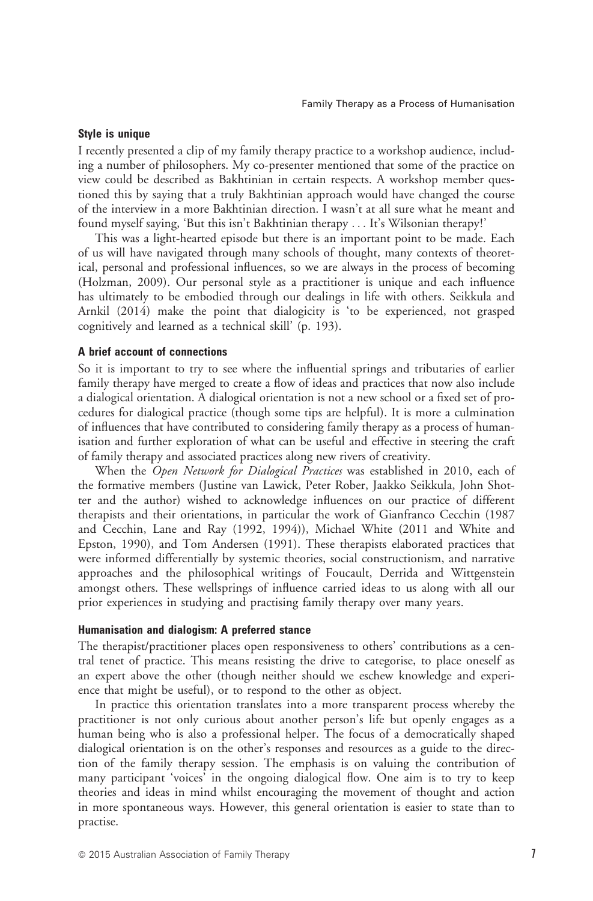### Style is unique

I recently presented a clip of my family therapy practice to a workshop audience, including a number of philosophers. My co-presenter mentioned that some of the practice on view could be described as Bakhtinian in certain respects. A workshop member questioned this by saying that a truly Bakhtinian approach would have changed the course of the interview in a more Bakhtinian direction. I wasn't at all sure what he meant and found myself saying, 'But this isn't Bakhtinian therapy . . . It's Wilsonian therapy!'

This was a light-hearted episode but there is an important point to be made. Each of us will have navigated through many schools of thought, many contexts of theoretical, personal and professional influences, so we are always in the process of becoming (Holzman, 2009). Our personal style as a practitioner is unique and each influence has ultimately to be embodied through our dealings in life with others. Seikkula and Arnkil (2014) make the point that dialogicity is 'to be experienced, not grasped cognitively and learned as a technical skill' (p. 193).

### A brief account of connections

So it is important to try to see where the influential springs and tributaries of earlier family therapy have merged to create a flow of ideas and practices that now also include a dialogical orientation. A dialogical orientation is not a new school or a fixed set of procedures for dialogical practice (though some tips are helpful). It is more a culmination of influences that have contributed to considering family therapy as a process of humanisation and further exploration of what can be useful and effective in steering the craft of family therapy and associated practices along new rivers of creativity.

When the *Open Network for Dialogical Practices* was established in 2010, each of the formative members (Justine van Lawick, Peter Rober, Jaakko Seikkula, John Shotter and the author) wished to acknowledge influences on our practice of different therapists and their orientations, in particular the work of Gianfranco Cecchin (1987 and Cecchin, Lane and Ray (1992, 1994)), Michael White (2011 and White and Epston, 1990), and Tom Andersen (1991). These therapists elaborated practices that were informed differentially by systemic theories, social constructionism, and narrative approaches and the philosophical writings of Foucault, Derrida and Wittgenstein amongst others. These wellsprings of influence carried ideas to us along with all our prior experiences in studying and practising family therapy over many years.

### Humanisation and dialogism: A preferred stance

The therapist/practitioner places open responsiveness to others' contributions as a central tenet of practice. This means resisting the drive to categorise, to place oneself as an expert above the other (though neither should we eschew knowledge and experience that might be useful), or to respond to the other as object.

In practice this orientation translates into a more transparent process whereby the practitioner is not only curious about another person's life but openly engages as a human being who is also a professional helper. The focus of a democratically shaped dialogical orientation is on the other's responses and resources as a guide to the direction of the family therapy session. The emphasis is on valuing the contribution of many participant 'voices' in the ongoing dialogical flow. One aim is to try to keep theories and ideas in mind whilst encouraging the movement of thought and action in more spontaneous ways. However, this general orientation is easier to state than to practise.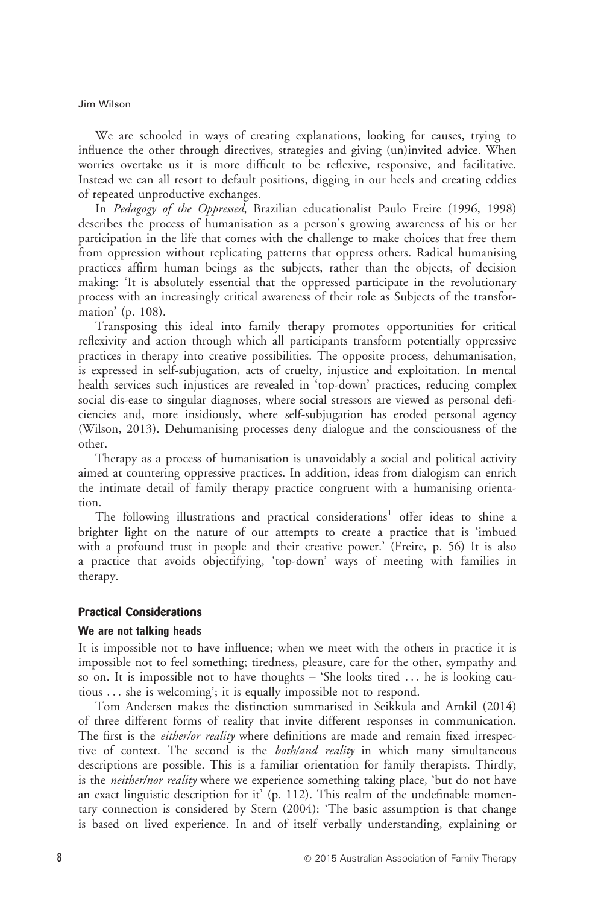We are schooled in ways of creating explanations, looking for causes, trying to influence the other through directives, strategies and giving (un)invited advice. When worries overtake us it is more difficult to be reflexive, responsive, and facilitative. Instead we can all resort to default positions, digging in our heels and creating eddies of repeated unproductive exchanges.

In *Pedagogy of the Oppressed*, Brazilian educationalist Paulo Freire (1996, 1998) describes the process of humanisation as a person's growing awareness of his or her participation in the life that comes with the challenge to make choices that free them from oppression without replicating patterns that oppress others. Radical humanising practices affirm human beings as the subjects, rather than the objects, of decision making: 'It is absolutely essential that the oppressed participate in the revolutionary process with an increasingly critical awareness of their role as Subjects of the transformation' (p. 108).

Transposing this ideal into family therapy promotes opportunities for critical reflexivity and action through which all participants transform potentially oppressive practices in therapy into creative possibilities. The opposite process, dehumanisation, is expressed in self-subjugation, acts of cruelty, injustice and exploitation. In mental health services such injustices are revealed in 'top-down' practices, reducing complex social dis-ease to singular diagnoses, where social stressors are viewed as personal deficiencies and, more insidiously, where self-subjugation has eroded personal agency (Wilson, 2013). Dehumanising processes deny dialogue and the consciousness of the other.

Therapy as a process of humanisation is unavoidably a social and political activity aimed at countering oppressive practices. In addition, ideas from dialogism can enrich the intimate detail of family therapy practice congruent with a humanising orientation.

The following illustrations and practical considerations[1] offer ideas to shine a brighter light on the nature of our attempts to create a practice that is 'imbued with a profound trust in people and their creative power.' (Freire, p. 56) It is also a practice that avoids objectifying, 'top-down' ways of meeting with families in therapy.

## Practical Considerations

### We are not talking heads

It is impossible not to have influence; when we meet with the others in practice it is impossible not to feel something; tiredness, pleasure, care for the other, sympathy and so on. It is impossible not to have thoughts – 'She looks tired ... he is looking cautious ... she is welcoming'; it is equally impossible not to respond.

Tom Andersen makes the distinction summarised in Seikkula and Arnkil (2014) of three different forms of reality that invite different responses in communication. The first is the *either/or reality* where definitions are made and remain fixed irrespective of context. The second is the *both/and reality* in which many simultaneous descriptions are possible. This is a familiar orientation for family therapists. Thirdly, is the *neither/nor reality* where we experience something taking place, 'but do not have an exact linguistic description for it' (p. 112). This realm of the undefinable momentary connection is considered by Stern (2004): 'The basic assumption is that change is based on lived experience. In and of itself verbally understanding, explaining or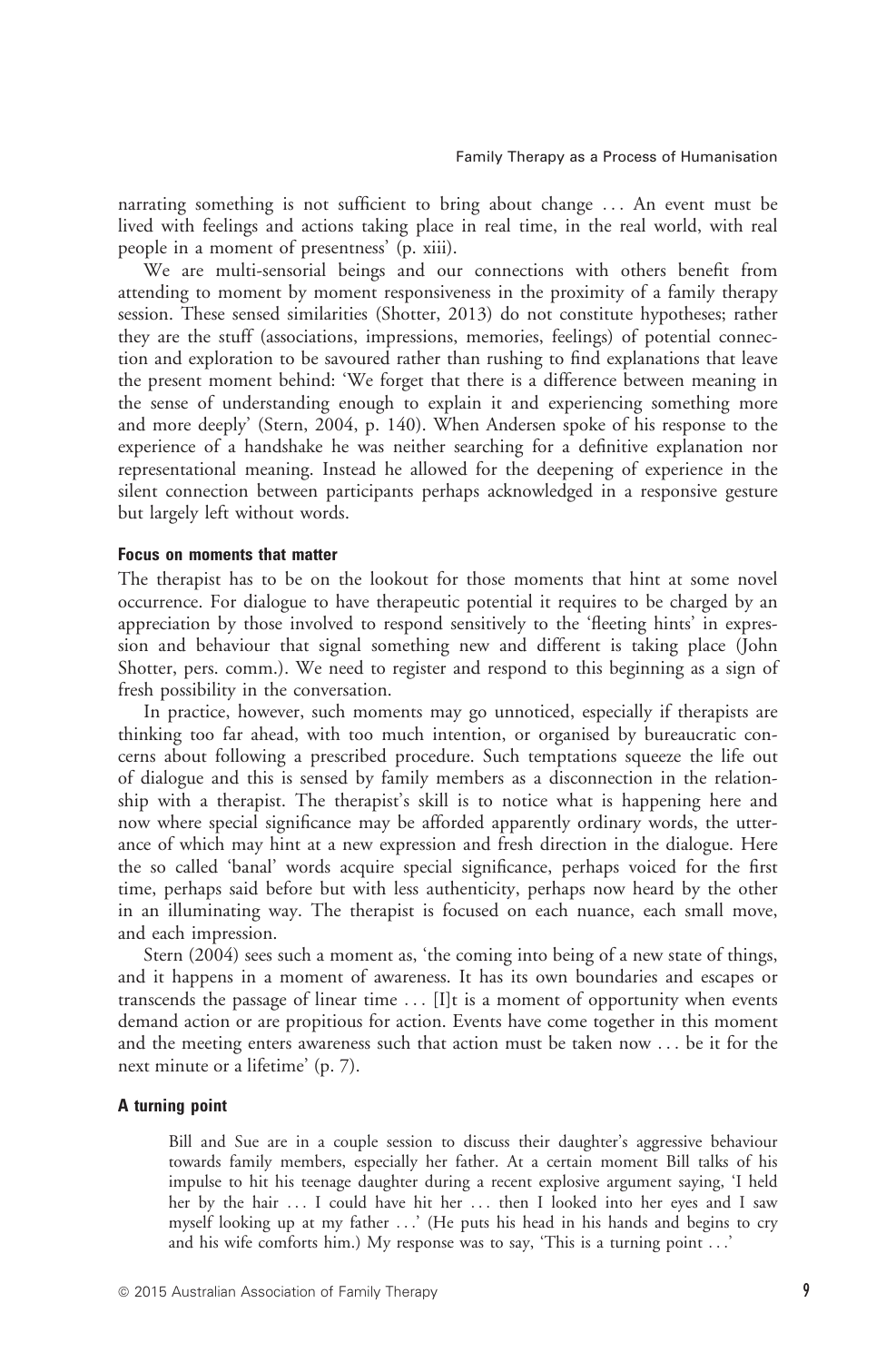narrating something is not sufficient to bring about change … An event must be lived with feelings and actions taking place in real time, in the real world, with real people in a moment of presentness' (p. xiii).

We are multi-sensorial beings and our connections with others benefit from attending to moment by moment responsiveness in the proximity of a family therapy session. These sensed similarities (Shotter, 2013) do not constitute hypotheses; rather they are the stuff (associations, impressions, memories, feelings) of potential connection and exploration to be savoured rather than rushing to find explanations that leave the present moment behind: 'We forget that there is a difference between meaning in the sense of understanding enough to explain it and experiencing something more and more deeply' (Stern, 2004, p. 140). When Andersen spoke of his response to the experience of a handshake he was neither searching for a definitive explanation nor representational meaning. Instead he allowed for the deepening of experience in the silent connection between participants perhaps acknowledged in a responsive gesture but largely left without words.

### Focus on moments that matter

The therapist has to be on the lookout for those moments that hint at some novel occurrence. For dialogue to have therapeutic potential it requires to be charged by an appreciation by those involved to respond sensitively to the 'fleeting hints' in expression and behaviour that signal something new and different is taking place (John Shotter, pers. comm.). We need to register and respond to this beginning as a sign of fresh possibility in the conversation.

In practice, however, such moments may go unnoticed, especially if therapists are thinking too far ahead, with too much intention, or organised by bureaucratic concerns about following a prescribed procedure. Such temptations squeeze the life out of dialogue and this is sensed by family members as a disconnection in the relationship with a therapist. The therapist's skill is to notice what is happening here and now where special significance may be afforded apparently ordinary words, the utterance of which may hint at a new expression and fresh direction in the dialogue. Here the so called 'banal' words acquire special significance, perhaps voiced for the first time, perhaps said before but with less authenticity, perhaps now heard by the other in an illuminating way. The therapist is focused on each nuance, each small move, and each impression.

Stern (2004) sees such a moment as, 'the coming into being of a new state of things, and it happens in a moment of awareness. It has its own boundaries and escapes or transcends the passage of linear time … [I]t is a moment of opportunity when events demand action or are propitious for action. Events have come together in this moment and the meeting enters awareness such that action must be taken now … be it for the next minute or a lifetime' (p. 7).

### A turning point

> Bill and Sue are in a couple session to discuss their daughter's aggressive behaviour towards family members, especially her father. At a certain moment Bill talks of his impulse to hit his teenage daughter during a recent explosive argument saying, 'I held her by the hair … I could have hit her … then I looked into her eyes and I saw myself looking up at my father …' (He puts his head in his hands and begins to cry and his wife comforts him.) My response was to say, 'This is a turning point …'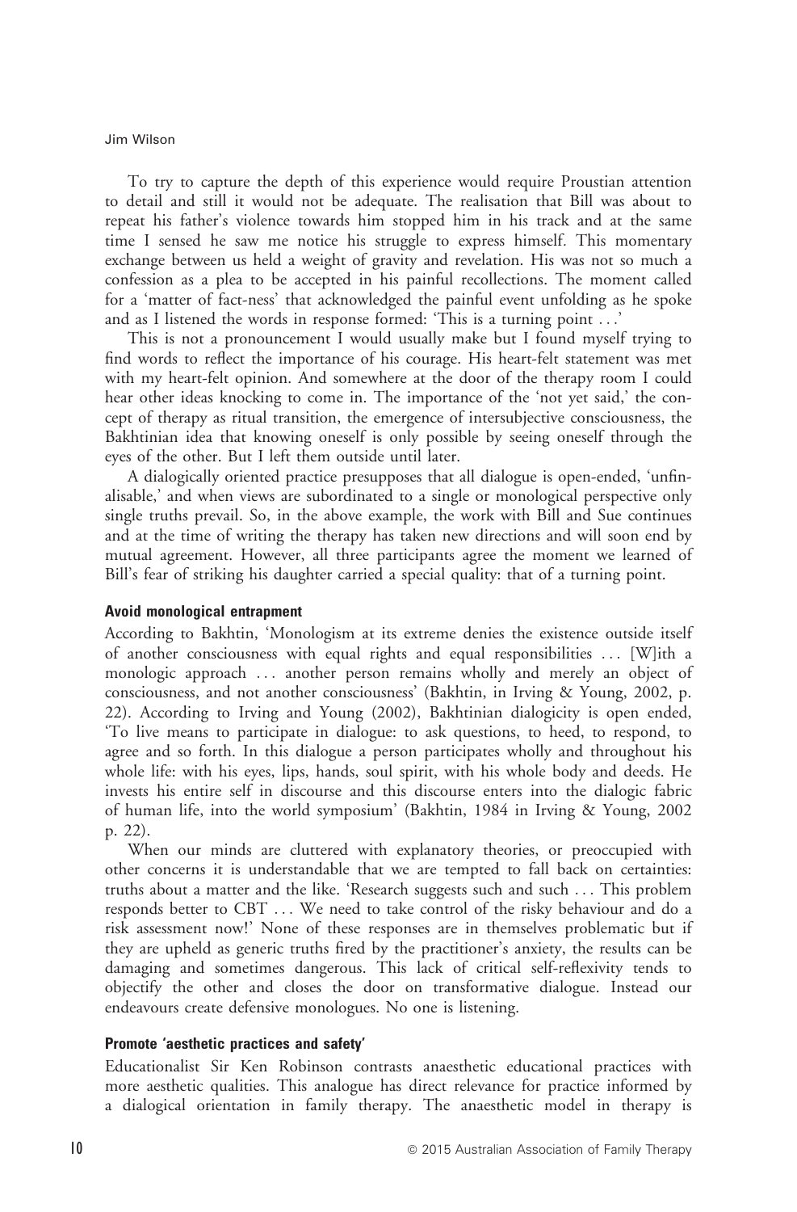To try to capture the depth of this experience would require Proustian attention to detail and still it would not be adequate. The realisation that Bill was about to repeat his father's violence towards him stopped him in his track and at the same time I sensed he saw me notice his struggle to express himself. This momentary exchange between us held a weight of gravity and revelation. His was not so much a confession as a plea to be accepted in his painful recollections. The moment called for a 'matter of fact-ness' that acknowledged the painful event unfolding as he spoke and as I listened the words in response formed: 'This is a turning point . . .'

This is not a pronouncement I would usually make but I found myself trying to find words to reflect the importance of his courage. His heart-felt statement was met with my heart-felt opinion. And somewhere at the door of the therapy room I could hear other ideas knocking to come in. The importance of the 'not yet said,' the concept of therapy as ritual transition, the emergence of intersubjective consciousness, the Bakhtinian idea that knowing oneself is only possible by seeing oneself through the eyes of the other. But I left them outside until later.

A dialogically oriented practice presupposes that all dialogue is open-ended, 'unfinalisable,' and when views are subordinated to a single or monological perspective only single truths prevail. So, in the above example, the work with Bill and Sue continues and at the time of writing the therapy has taken new directions and will soon end by mutual agreement. However, all three participants agree the moment we learned of Bill's fear of striking his daughter carried a special quality: that of a turning point.

#### Avoid monological entrapment

According to Bakhtin, 'Monologism at its extreme denies the existence outside itself of another consciousness with equal rights and equal responsibilities . . . [W]ith a monologic approach . . . another person remains wholly and merely an object of consciousness, and not another consciousness' (Bakhtin, in Irving & Young, 2002, p. 22). According to Irving and Young (2002), Bakhtinian dialogicity is open ended, 'To live means to participate in dialogue: to ask questions, to heed, to respond, to agree and so forth. In this dialogue a person participates wholly and throughout his whole life: with his eyes, lips, hands, soul spirit, with his whole body and deeds. He invests his entire self in discourse and this discourse enters into the dialogic fabric of human life, into the world symposium' (Bakhtin, 1984 in Irving & Young, 2002 p. 22).

When our minds are cluttered with explanatory theories, or preoccupied with other concerns it is understandable that we are tempted to fall back on certainties: truths about a matter and the like. 'Research suggests such and such . . . This problem responds better to CBT . . . We need to take control of the risky behaviour and do a risk assessment now!' None of these responses are in themselves problematic but if they are upheld as generic truths fired by the practitioner's anxiety, the results can be damaging and sometimes dangerous. This lack of critical self-reflexivity tends to objectify the other and closes the door on transformative dialogue. Instead our endeavours create defensive monologues. No one is listening.

#### Promote 'aesthetic practices and safety'

Educationalist Sir Ken Robinson contrasts anaesthetic educational practices with more aesthetic qualities. This analogue has direct relevance for practice informed by a dialogical orientation in family therapy. The anaesthetic model in therapy is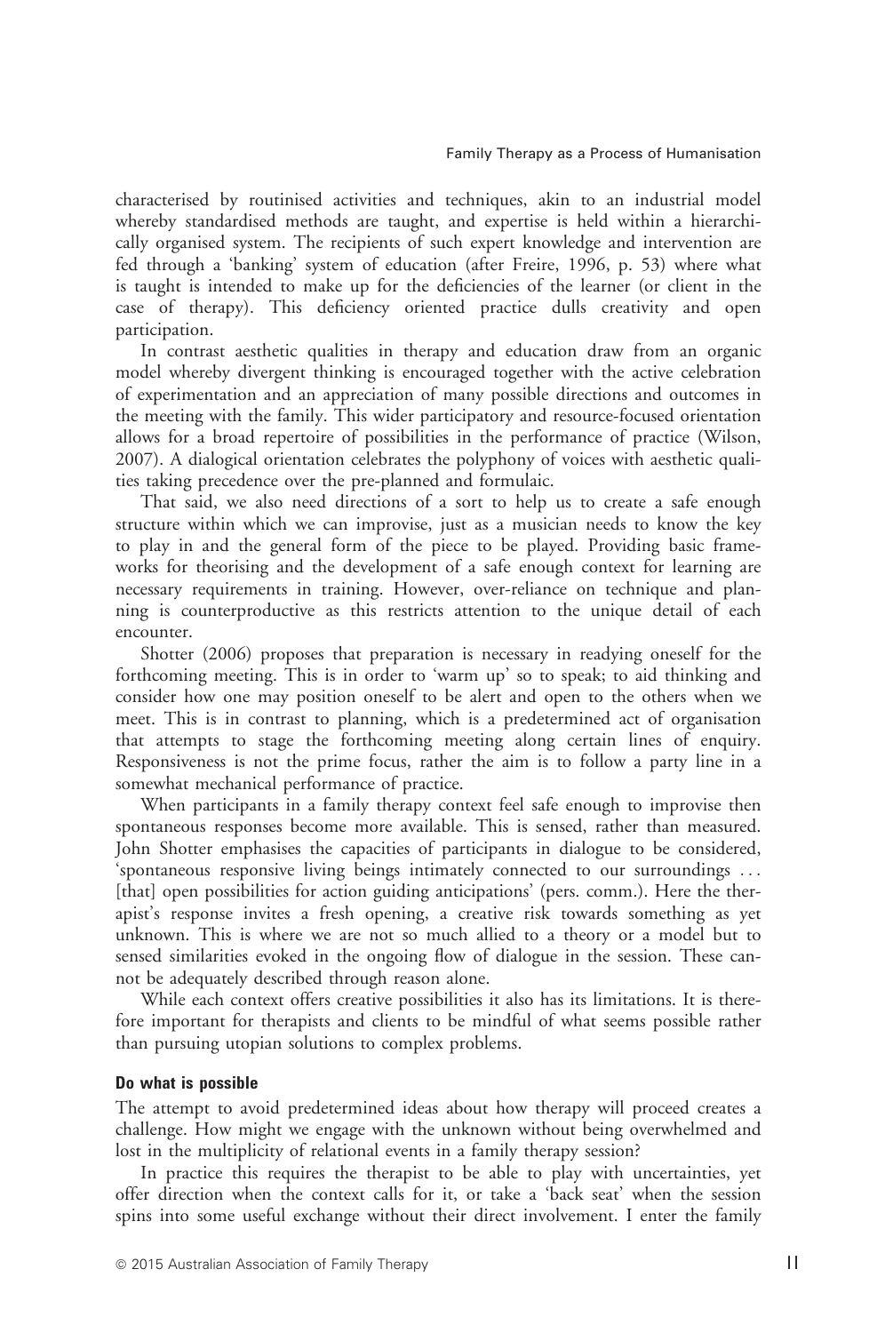characterised by routinised activities and techniques, akin to an industrial model whereby standardised methods are taught, and expertise is held within a hierarchically organised system. The recipients of such expert knowledge and intervention are fed through a 'banking' system of education (after Freire, 1996, p. 53) where what is taught is intended to make up for the deficiencies of the learner (or client in the case of therapy). This deficiency oriented practice dulls creativity and open participation.

In contrast aesthetic qualities in therapy and education draw from an organic model whereby divergent thinking is encouraged together with the active celebration of experimentation and an appreciation of many possible directions and outcomes in the meeting with the family. This wider participatory and resource-focused orientation allows for a broad repertoire of possibilities in the performance of practice (Wilson, 2007). A dialogical orientation celebrates the polyphony of voices with aesthetic qualities taking precedence over the pre-planned and formulaic.

That said, we also need directions of a sort to help us to create a safe enough structure within which we can improvise, just as a musician needs to know the key to play in and the general form of the piece to be played. Providing basic frameworks for theorising and the development of a safe enough context for learning are necessary requirements in training. However, over-reliance on technique and planning is counterproductive as this restricts attention to the unique detail of each encounter.

Shotter (2006) proposes that preparation is necessary in readying oneself for the forthcoming meeting. This is in order to 'warm up' so to speak; to aid thinking and consider how one may position oneself to be alert and open to the others when we meet. This is in contrast to planning, which is a predetermined act of organisation that attempts to stage the forthcoming meeting along certain lines of enquiry. Responsiveness is not the prime focus, rather the aim is to follow a party line in a somewhat mechanical performance of practice.

When participants in a family therapy context feel safe enough to improvise then spontaneous responses become more available. This is sensed, rather than measured. John Shotter emphasises the capacities of participants in dialogue to be considered, 'spontaneous responsive living beings intimately connected to our surroundings ... [that] open possibilities for action guiding anticipations' (pers. comm.). Here the therapist's response invites a fresh opening, a creative risk towards something as yet unknown. This is where we are not so much allied to a theory or a model but to sensed similarities evoked in the ongoing flow of dialogue in the session. These cannot be adequately described through reason alone.

While each context offers creative possibilities it also has its limitations. It is therefore important for therapists and clients to be mindful of what seems possible rather than pursuing utopian solutions to complex problems.

### Do what is possible

The attempt to avoid predetermined ideas about how therapy will proceed creates a challenge. How might we engage with the unknown without being overwhelmed and lost in the multiplicity of relational events in a family therapy session?

In practice this requires the therapist to be able to play with uncertainties, yet offer direction when the context calls for it, or take a 'back seat' when the session spins into some useful exchange without their direct involvement. I enter the family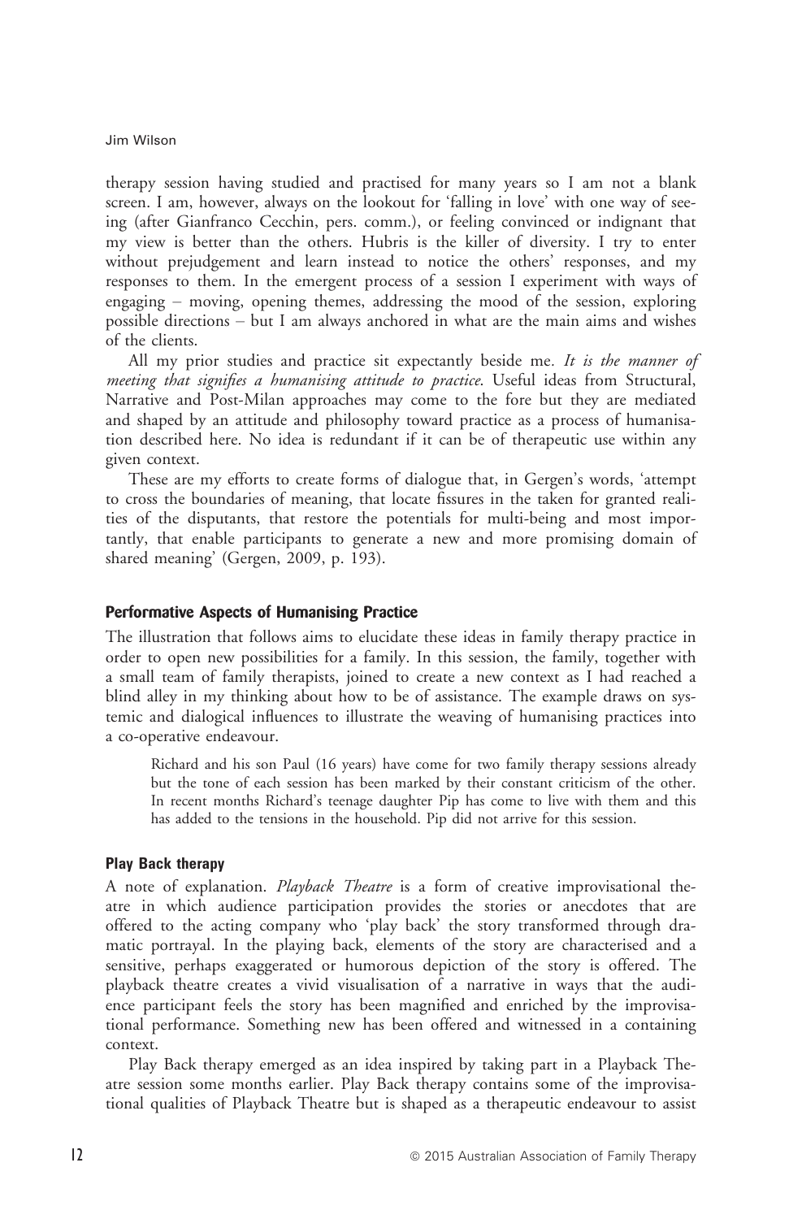therapy session having studied and practised for many years so I am not a blank screen. I am, however, always on the lookout for 'falling in love' with one way of seeing (after Gianfranco Cecchin, pers. comm.), or feeling convinced or indignant that my view is better than the others. Hubris is the killer of diversity. I try to enter without prejudgement and learn instead to notice the others' responses, and my responses to them. In the emergent process of a session I experiment with ways of engaging – moving, opening themes, addressing the mood of the session, exploring possible directions – but I am always anchored in what are the main aims and wishes of the clients.

All my prior studies and practice sit expectantly beside me. *It is the manner of meeting that signifies a humanising attitude to practice.* Useful ideas from Structural, Narrative and Post-Milan approaches may come to the fore but they are mediated and shaped by an attitude and philosophy toward practice as a process of humanisation described here. No idea is redundant if it can be of therapeutic use within any given context.

These are my efforts to create forms of dialogue that, in Gergen's words, 'attempt to cross the boundaries of meaning, that locate fissures in the taken for granted realities of the disputants, that restore the potentials for multi-being and most importantly, that enable participants to generate a new and more promising domain of shared meaning' (Gergen, 2009, p. 193).

### Performative Aspects of Humanising Practice

The illustration that follows aims to elucidate these ideas in family therapy practice in order to open new possibilities for a family. In this session, the family, together with a small team of family therapists, joined to create a new context as I had reached a blind alley in my thinking about how to be of assistance. The example draws on systemic and dialogical influences to illustrate the weaving of humanising practices into a co-operative endeavour.

> Richard and his son Paul (16 years) have come for two family therapy sessions already but the tone of each session has been marked by their constant criticism of the other. In recent months Richard's teenage daughter Pip has come to live with them and this has added to the tensions in the household. Pip did not arrive for this session.

### Play Back therapy

A note of explanation. *Playback Theatre* is a form of creative improvisational theatre in which audience participation provides the stories or anecdotes that are offered to the acting company who 'play back' the story transformed through dramatic portrayal. In the playing back, elements of the story are characterised and a sensitive, perhaps exaggerated or humorous depiction of the story is offered. The playback theatre creates a vivid visualisation of a narrative in ways that the audience participant feels the story has been magnified and enriched by the improvisational performance. Something new has been offered and witnessed in a containing context.

Play Back therapy emerged as an idea inspired by taking part in a Playback Theatre session some months earlier. Play Back therapy contains some of the improvisational qualities of Playback Theatre but is shaped as a therapeutic endeavour to assist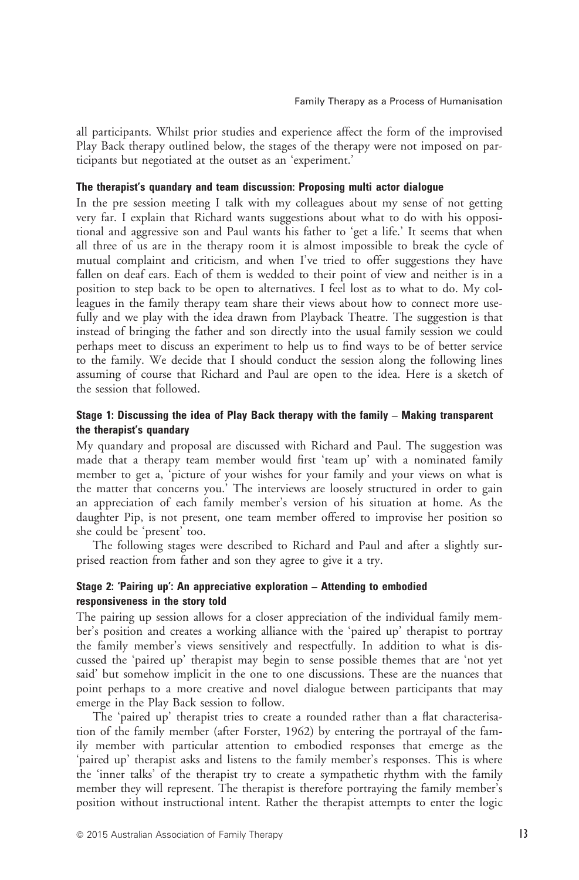all participants. Whilst prior studies and experience affect the form of the improvised Play Back therapy outlined below, the stages of the therapy were not imposed on participants but negotiated at the outset as an 'experiment.'

#### The therapist's quandary and team discussion: Proposing multi actor dialogue

In the pre session meeting I talk with my colleagues about my sense of not getting very far. I explain that Richard wants suggestions about what to do with his oppositional and aggressive son and Paul wants his father to 'get a life.' It seems that when all three of us are in the therapy room it is almost impossible to break the cycle of mutual complaint and criticism, and when I've tried to offer suggestions they have fallen on deaf ears. Each of them is wedded to their point of view and neither is in a position to step back to be open to alternatives. I feel lost as to what to do. My colleagues in the family therapy team share their views about how to connect more usefully and we play with the idea drawn from Playback Theatre. The suggestion is that instead of bringing the father and son directly into the usual family session we could perhaps meet to discuss an experiment to help us to find ways to be of better service to the family. We decide that I should conduct the session along the following lines assuming of course that Richard and Paul are open to the idea. Here is a sketch of the session that followed.

#### Stage 1: Discussing the idea of Play Back therapy with the family – Making transparent the therapist's quandary

My quandary and proposal are discussed with Richard and Paul. The suggestion was made that a therapy team member would first 'team up' with a nominated family member to get a, 'picture of your wishes for your family and your views on what is the matter that concerns you.' The interviews are loosely structured in order to gain an appreciation of each family member's version of his situation at home. As the daughter Pip, is not present, one team member offered to improvise her position so she could be 'present' too.

The following stages were described to Richard and Paul and after a slightly surprised reaction from father and son they agree to give it a try.

#### Stage 2: 'Pairing up': An appreciative exploration – Attending to embodied responsiveness in the story told

The pairing up session allows for a closer appreciation of the individual family member's position and creates a working alliance with the 'paired up' therapist to portray the family member's views sensitively and respectfully. In addition to what is discussed the 'paired up' therapist may begin to sense possible themes that are 'not yet said' but somehow implicit in the one to one discussions. These are the nuances that point perhaps to a more creative and novel dialogue between participants that may emerge in the Play Back session to follow.

The 'paired up' therapist tries to create a rounded rather than a flat characterisation of the family member (after Forster, 1962) by entering the portrayal of the family member with particular attention to embodied responses that emerge as the 'paired up' therapist asks and listens to the family member's responses. This is where the 'inner talks' of the therapist try to create a sympathetic rhythm with the family member they will represent. The therapist is therefore portraying the family member's position without instructional intent. Rather the therapist attempts to enter the logic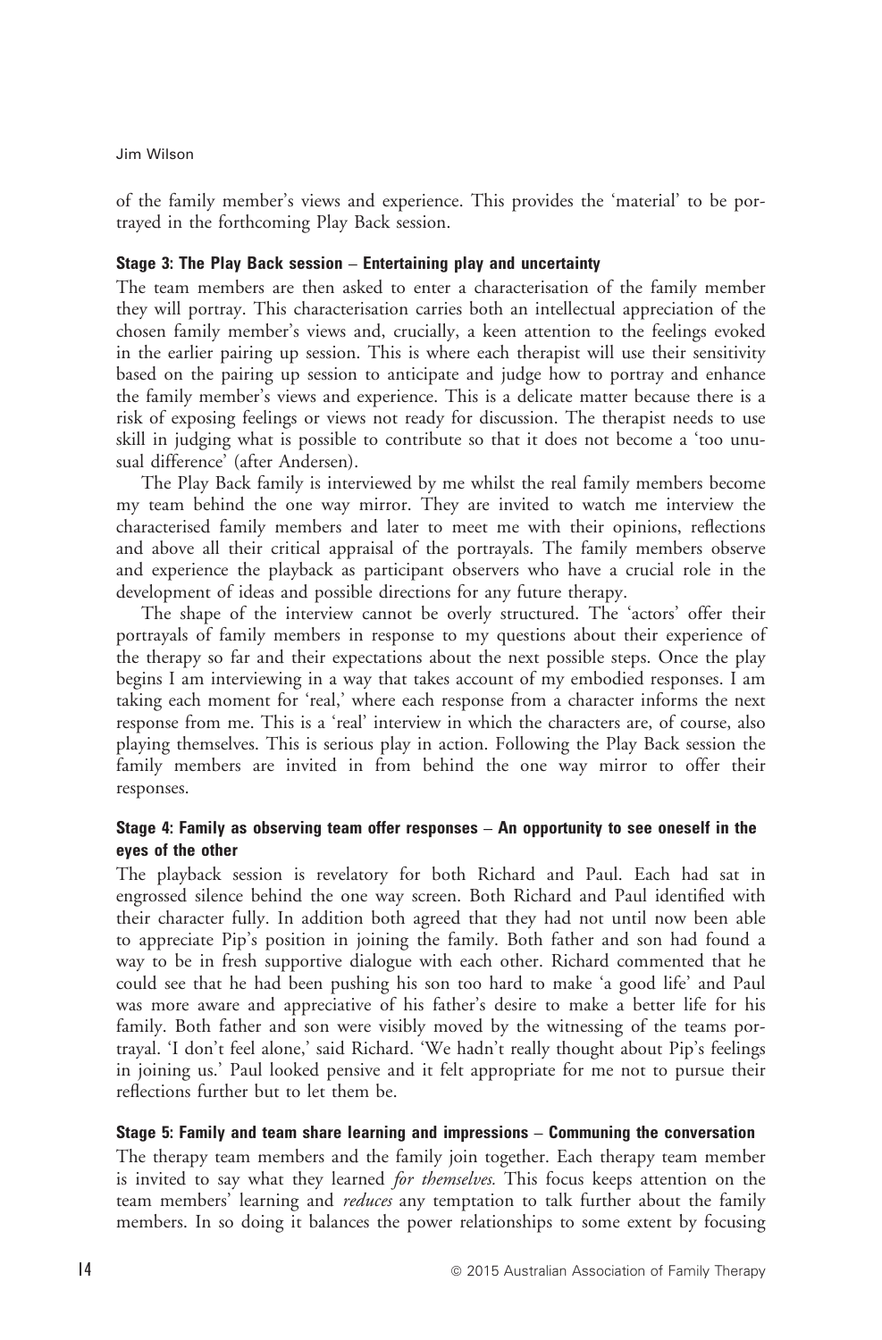of the family member's views and experience. This provides the 'material' to be portrayed in the forthcoming Play Back session.

### Stage 3: The Play Back session – Entertaining play and uncertainty

The team members are then asked to enter a characterisation of the family member they will portray. This characterisation carries both an intellectual appreciation of the chosen family member's views and, crucially, a keen attention to the feelings evoked in the earlier pairing up session. This is where each therapist will use their sensitivity based on the pairing up session to anticipate and judge how to portray and enhance the family member's views and experience. This is a delicate matter because there is a risk of exposing feelings or views not ready for discussion. The therapist needs to use skill in judging what is possible to contribute so that it does not become a 'too unusual difference' (after Andersen).

The Play Back family is interviewed by me whilst the real family members become my team behind the one way mirror. They are invited to watch me interview the characterised family members and later to meet me with their opinions, reflections and above all their critical appraisal of the portrayals. The family members observe and experience the playback as participant observers who have a crucial role in the development of ideas and possible directions for any future therapy.

The shape of the interview cannot be overly structured. The 'actors' offer their portrayals of family members in response to my questions about their experience of the therapy so far and their expectations about the next possible steps. Once the play begins I am interviewing in a way that takes account of my embodied responses. I am taking each moment for 'real,' where each response from a character informs the next response from me. This is a 'real' interview in which the characters are, of course, also playing themselves. This is serious play in action. Following the Play Back session the family members are invited in from behind the one way mirror to offer their responses.

### Stage 4: Family as observing team offer responses – An opportunity to see oneself in the eyes of the other

The playback session is revelatory for both Richard and Paul. Each had sat in engrossed silence behind the one way screen. Both Richard and Paul identified with their character fully. In addition both agreed that they had not until now been able to appreciate Pip's position in joining the family. Both father and son had found a way to be in fresh supportive dialogue with each other. Richard commented that he could see that he had been pushing his son too hard to make 'a good life' and Paul was more aware and appreciative of his father's desire to make a better life for his family. Both father and son were visibly moved by the witnessing of the teams portrayal. 'I don't feel alone,' said Richard. 'We hadn't really thought about Pip's feelings in joining us.' Paul looked pensive and it felt appropriate for me not to pursue their reflections further but to let them be.

### Stage 5: Family and team share learning and impressions – Communing the conversation

The therapy team members and the family join together. Each therapy team member is invited to say what they learned *for themselves.* This focus keeps attention on the team members' learning and *reduces* any temptation to talk further about the family members. In so doing it balances the power relationships to some extent by focusing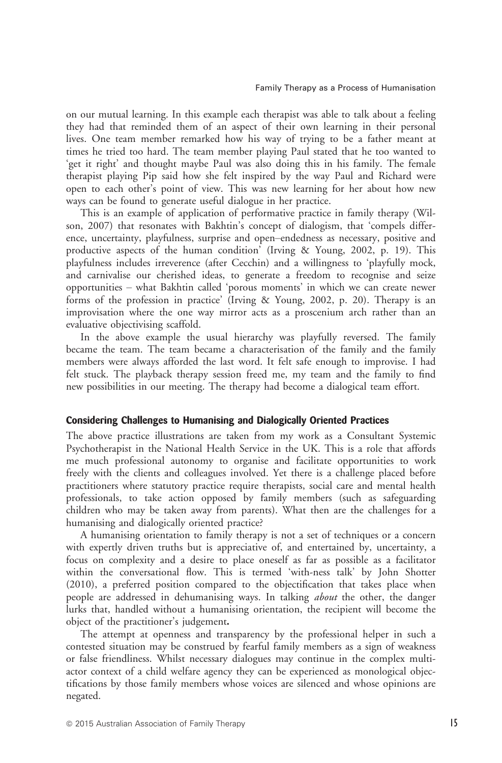on our mutual learning. In this example each therapist was able to talk about a feeling they had that reminded them of an aspect of their own learning in their personal lives. One team member remarked how his way of trying to be a father meant at times he tried too hard. The team member playing Paul stated that he too wanted to 'get it right' and thought maybe Paul was also doing this in his family. The female therapist playing Pip said how she felt inspired by the way Paul and Richard were open to each other's point of view. This was new learning for her about how new ways can be found to generate useful dialogue in her practice.

This is an example of application of performative practice in family therapy (Wilson, 2007) that resonates with Bakhtin's concept of dialogism, that 'compels difference, uncertainty, playfulness, surprise and open–endedness as necessary, positive and productive aspects of the human condition' (Irving & Young, 2002, p. 19). This playfulness includes irreverence (after Cecchin) and a willingness to 'playfully mock, and carnivalise our cherished ideas, to generate a freedom to recognise and seize opportunities – what Bakhtin called 'porous moments' in which we can create newer forms of the profession in practice' (Irving & Young, 2002, p. 20). Therapy is an improvisation where the one way mirror acts as a proscenium arch rather than an evaluative objectivising scaffold.

In the above example the usual hierarchy was playfully reversed. The family became the team. The team became a characterisation of the family and the family members were always afforded the last word. It felt safe enough to improvise. I had felt stuck. The playback therapy session freed me, my team and the family to find new possibilities in our meeting. The therapy had become a dialogical team effort.

## Considering Challenges to Humanising and Dialogically Oriented Practices

The above practice illustrations are taken from my work as a Consultant Systemic Psychotherapist in the National Health Service in the UK. This is a role that affords me much professional autonomy to organise and facilitate opportunities to work freely with the clients and colleagues involved. Yet there is a challenge placed before practitioners where statutory practice require therapists, social care and mental health professionals, to take action opposed by family members (such as safeguarding children who may be taken away from parents). What then are the challenges for a humanising and dialogically oriented practice?

A humanising orientation to family therapy is not a set of techniques or a concern with expertly driven truths but is appreciative of, and entertained by, uncertainty, a focus on complexity and a desire to place oneself as far as possible as a facilitator within the conversational flow. This is termed 'with-ness talk' by John Shotter (2010), a preferred position compared to the objectification that takes place when people are addressed in dehumanising ways. In talking *about* the other, the danger lurks that, handled without a humanising orientation, the recipient will become the object of the practitioner's judgement.

The attempt at openness and transparency by the professional helper in such a contested situation may be construed by fearful family members as a sign of weakness or false friendliness. Whilst necessary dialogues may continue in the complex multi-actor context of a child welfare agency they can be experienced as monological objectifications by those family members whose voices are silenced and whose opinions are negated.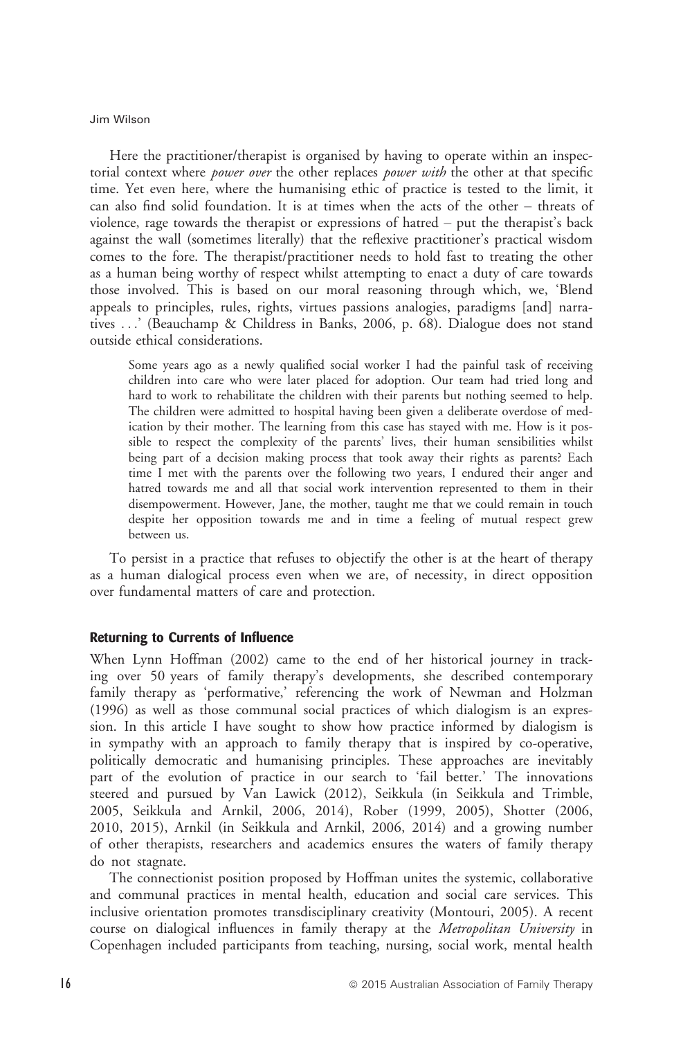Here the practitioner/therapist is organised by having to operate within an inspectorial context where *power over* the other replaces *power with* the other at that specific time. Yet even here, where the humanising ethic of practice is tested to the limit, it can also find solid foundation. It is at times when the acts of the other – threats of violence, rage towards the therapist or expressions of hatred – put the therapist's back against the wall (sometimes literally) that the reflexive practitioner's practical wisdom comes to the fore. The therapist/practitioner needs to hold fast to treating the other as a human being worthy of respect whilst attempting to enact a duty of care towards those involved. This is based on our moral reasoning through which, we, 'Blend appeals to principles, rules, rights, virtues passions analogies, paradigms [and] narratives …' (Beauchamp & Childress in Banks, 2006, p. 68). Dialogue does not stand outside ethical considerations.

> Some years ago as a newly qualified social worker I had the painful task of receiving children into care who were later placed for adoption. Our team had tried long and hard to work to rehabilitate the children with their parents but nothing seemed to help. The children were admitted to hospital having been given a deliberate overdose of medication by their mother. The learning from this case has stayed with me. How is it possible to respect the complexity of the parents' lives, their human sensibilities whilst being part of a decision making process that took away their rights as parents? Each time I met with the parents over the following two years, I endured their anger and hatred towards me and all that social work intervention represented to them in their disempowerment. However, Jane, the mother, taught me that we could remain in touch despite her opposition towards me and in time a feeling of mutual respect grew between us.

To persist in a practice that refuses to objectify the other is at the heart of therapy as a human dialogical process even when we are, of necessity, in direct opposition over fundamental matters of care and protection.

## Returning to Currents of Influence

When Lynn Hoffman (2002) came to the end of her historical journey in tracking over 50 years of family therapy's developments, she described contemporary family therapy as 'performative,' referencing the work of Newman and Holzman (1996) as well as those communal social practices of which dialogism is an expression. In this article I have sought to show how practice informed by dialogism is in sympathy with an approach to family therapy that is inspired by co-operative, politically democratic and humanising principles. These approaches are inevitably part of the evolution of practice in our search to 'fail better.' The innovations steered and pursued by Van Lawick (2012), Seikkula (in Seikkula and Trimble, 2005, Seikkula and Arnkil, 2006, 2014), Rober (1999, 2005), Shotter (2006, 2010, 2015), Arnkil (in Seikkula and Arnkil, 2006, 2014) and a growing number of other therapists, researchers and academics ensures the waters of family therapy do not stagnate.

The connectionist position proposed by Hoffman unites the systemic, collaborative and communal practices in mental health, education and social care services. This inclusive orientation promotes transdisciplinary creativity (Montouri, 2005). A recent course on dialogical influences in family therapy at the *Metropolitan University* in Copenhagen included participants from teaching, nursing, social work, mental health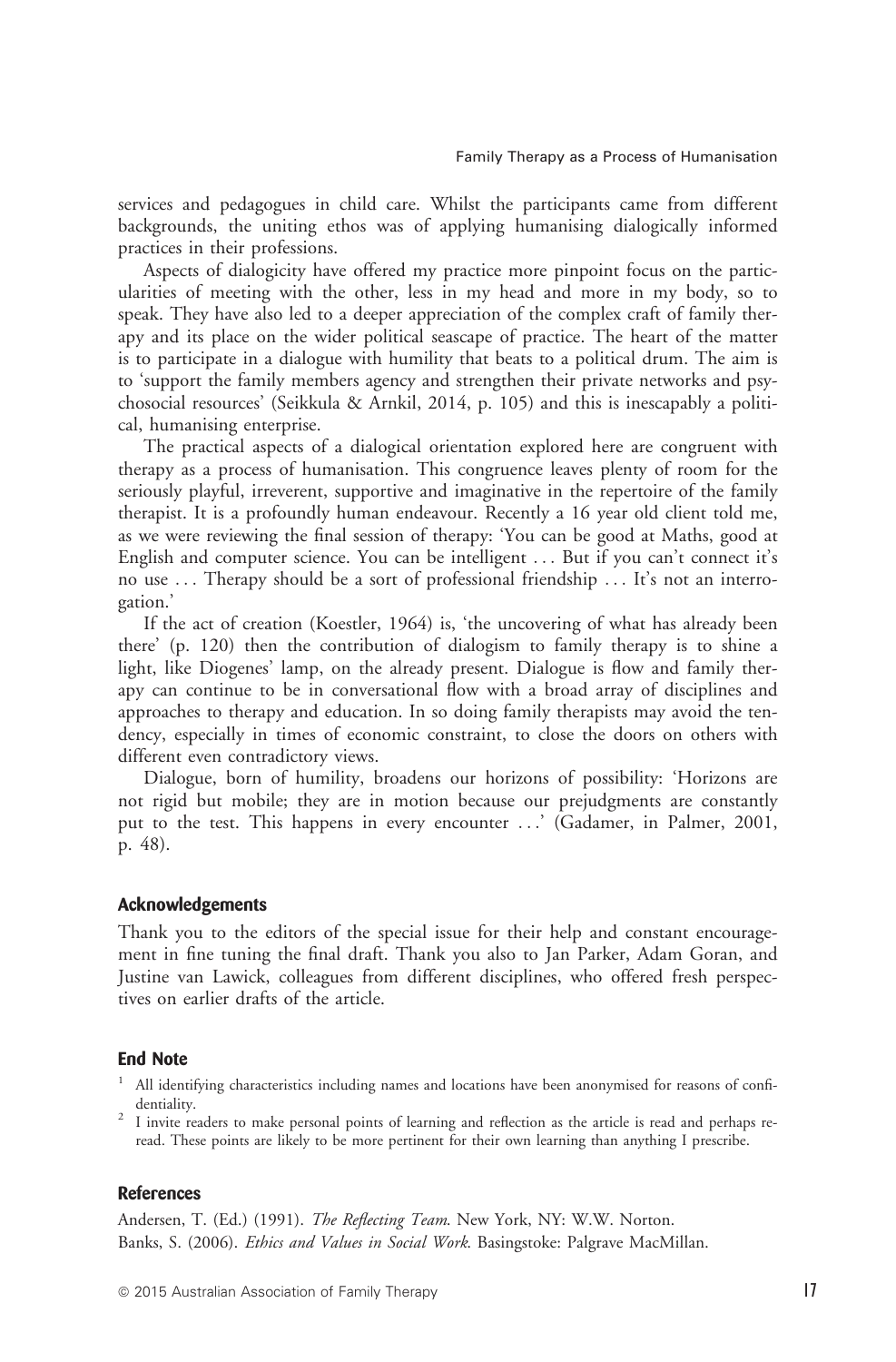services and pedagogues in child care. Whilst the participants came from different backgrounds, the uniting ethos was of applying humanising dialogically informed practices in their professions.

Aspects of dialogicity have offered my practice more pinpoint focus on the particularities of meeting with the other, less in my head and more in my body, so to speak. They have also led to a deeper appreciation of the complex craft of family therapy and its place on the wider political seascape of practice. The heart of the matter is to participate in a dialogue with humility that beats to a political drum. The aim is to 'support the family members agency and strengthen their private networks and psychosocial resources' (Seikkula & Arnkil, 2014, p. 105) and this is inescapably a political, humanising enterprise.

The practical aspects of a dialogical orientation explored here are congruent with therapy as a process of humanisation. This congruence leaves plenty of room for the seriously playful, irreverent, supportive and imaginative in the repertoire of the family therapist. It is a profoundly human endeavour. Recently a 16 year old client told me, as we were reviewing the final session of therapy: 'You can be good at Maths, good at English and computer science. You can be intelligent … But if you can't connect it's no use … Therapy should be a sort of professional friendship … It's not an interrogation.'

If the act of creation (Koestler, 1964) is, 'the uncovering of what has already been there' (p. 120) then the contribution of dialogism to family therapy is to shine a light, like Diogenes' lamp, on the already present. Dialogue is flow and family therapy can continue to be in conversational flow with a broad array of disciplines and approaches to therapy and education. In so doing family therapists may avoid the tendency, especially in times of economic constraint, to close the doors on others with different even contradictory views.

Dialogue, born of humility, broadens our horizons of possibility: 'Horizons are not rigid but mobile; they are in motion because our prejudgments are constantly put to the test. This happens in every encounter …' (Gadamer, in Palmer, 2001, p. 48).

## Acknowledgements

Thank you to the editors of the special issue for their help and constant encouragement in fine tuning the final draft. Thank you also to Jan Parker, Adam Goran, and Justine van Lawick, colleagues from different disciplines, who offered fresh perspectives on earlier drafts of the article.

## End Note

[1] All identifying characteristics including names and locations have been anonymised for reasons of confidentiality.

[2] I invite readers to make personal points of learning and reflection as the article is read and perhaps re-read. These points are likely to be more pertinent for their own learning than anything I prescribe.

## References

Andersen, T. (Ed.) (1991). *The Reflecting Team*. New York, NY: W.W. Norton.

Banks, S. (2006). *Ethics and Values in Social Work*. Basingstoke: Palgrave MacMillan.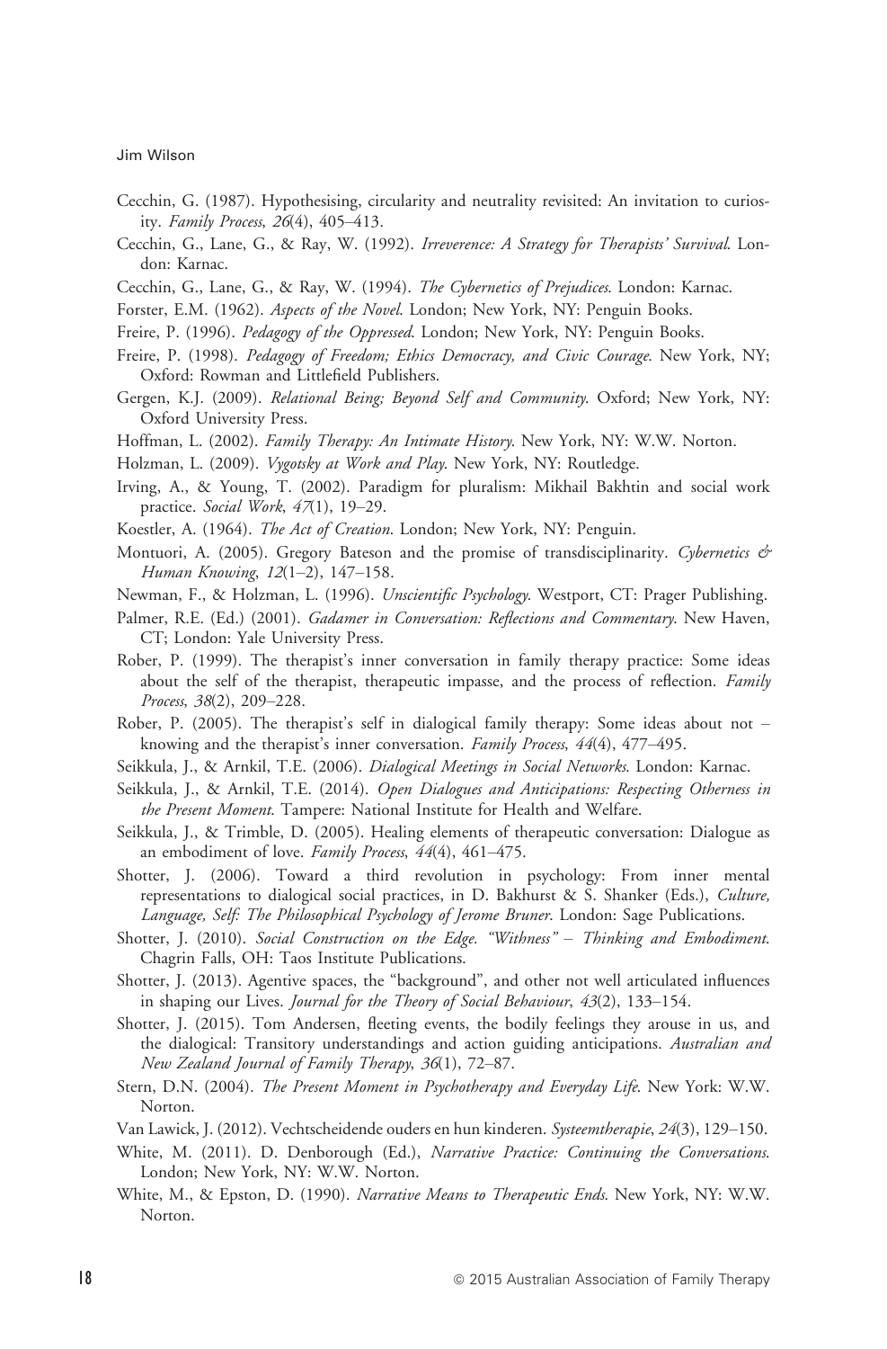Cecchin, G. (1987). Hypothesising, circularity and neutrality revisited: An invitation to curiosity. *Family Process*, *26*(4), 405–413.

Cecchin, G., Lane, G., & Ray, W. (1992). *Irreverence: A Strategy for Therapists' Survival*. London: Karnac.

Cecchin, G., Lane, G., & Ray, W. (1994). *The Cybernetics of Prejudices*. London: Karnac.

Forster, E.M. (1962). *Aspects of the Novel*. London; New York, NY: Penguin Books.

Freire, P. (1996). *Pedagogy of the Oppressed*. London; New York, NY: Penguin Books.

Freire, P. (1998). *Pedagogy of Freedom; Ethics Democracy, and Civic Courage*. New York, NY; Oxford: Rowman and Littlefield Publishers.

Gergen, K.J. (2009). *Relational Being; Beyond Self and Community*. Oxford; New York, NY: Oxford University Press.

Hoffman, L. (2002). *Family Therapy: An Intimate History*. New York, NY: W.W. Norton.

Holzman, L. (2009). *Vygotsky at Work and Play*. New York, NY: Routledge.

Irving, A., & Young, T. (2002). Paradigm for pluralism: Mikhail Bakhtin and social work practice. *Social Work*, *47*(1), 19–29.

Koestler, A. (1964). *The Act of Creation*. London; New York, NY: Penguin.

Montuori, A. (2005). Gregory Bateson and the promise of transdisciplinarity. *Cybernetics & Human Knowing*, *12*(1–2), 147–158.

Newman, F., & Holzman, L. (1996). *Unscientific Psychology*. Westport, CT: Prager Publishing.

Palmer, R.E. (Ed.) (2001). *Gadamer in Conversation: Reflections and Commentary*. New Haven, CT; London: Yale University Press.

Rober, P. (1999). The therapist's inner conversation in family therapy practice: Some ideas about the self of the therapist, therapeutic impasse, and the process of reflection. *Family Process*, *38*(2), 209–228.

Rober, P. (2005). The therapist's self in dialogical family therapy: Some ideas about not – knowing and the therapist's inner conversation. *Family Process*, *44*(4), 477–495.

Seikkula, J., & Arnkil, T.E. (2006). *Dialogical Meetings in Social Networks*. London: Karnac.

Seikkula, J., & Arnkil, T.E. (2014). *Open Dialogues and Anticipations: Respecting Otherness in the Present Moment*. Tampere: National Institute for Health and Welfare.

Seikkula, J., & Trimble, D. (2005). Healing elements of therapeutic conversation: Dialogue as an embodiment of love. *Family Process*, *44*(4), 461–475.

Shotter, J. (2006). Toward a third revolution in psychology: From inner mental representations to dialogical social practices, in D. Bakhurst & S. Shanker (Eds.), *Culture, Language, Self: The Philosophical Psychology of Jerome Bruner*. London: Sage Publications.

Shotter, J. (2010). *Social Construction on the Edge. "Withness" – Thinking and Embodiment*. Chagrin Falls, OH: Taos Institute Publications.

Shotter, J. (2013). Agentive spaces, the "background", and other not well articulated influences in shaping our Lives. *Journal for the Theory of Social Behaviour*, *43*(2), 133–154.

Shotter, J. (2015). Tom Andersen, fleeting events, the bodily feelings they arouse in us, and the dialogical: Transitory understandings and action guiding anticipations. *Australian and New Zealand Journal of Family Therapy*, *36*(1), 72–87.

Stern, D.N. (2004). *The Present Moment in Psychotherapy and Everyday Life*. New York: W.W. Norton.

Van Lawick, J. (2012). Vechtscheidende ouders en hun kinderen. *Systeemtherapie*, *24*(3), 129–150.

White, M. (2011). D. Denborough (Ed.), *Narrative Practice: Continuing the Conversations*. London; New York, NY: W.W. Norton.

White, M., & Epston, D. (1990). *Narrative Means to Therapeutic Ends*. New York, NY: W.W. Norton.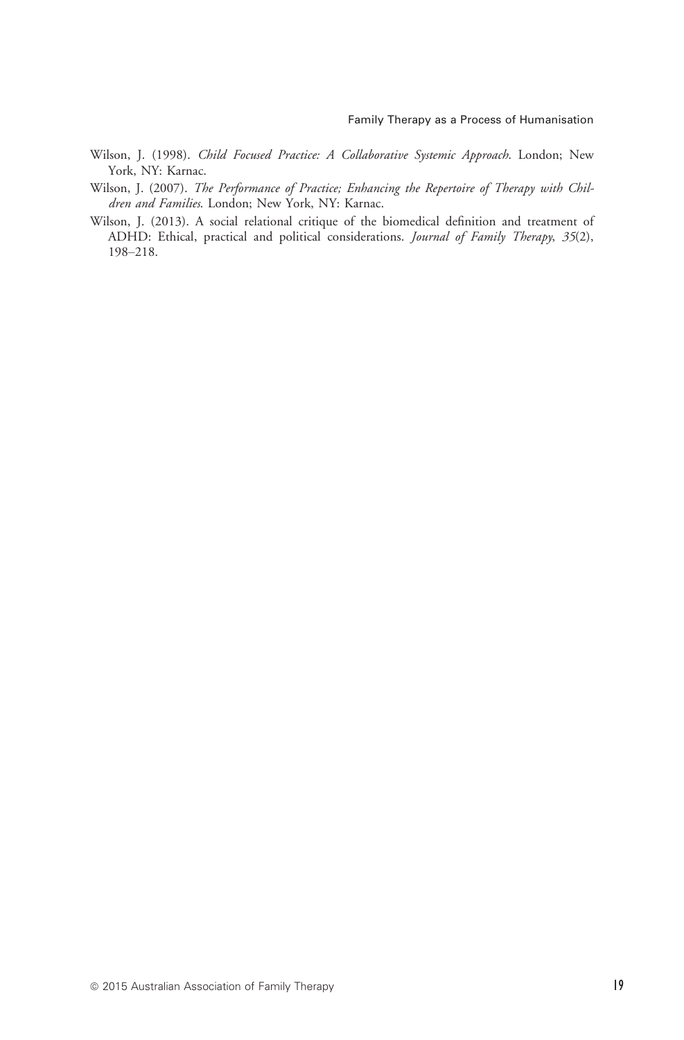Wilson, J. (1998). *Child Focused Practice: A Collaborative Systemic Approach*. London; New York, NY: Karnac.

Wilson, J. (2007). *The Performance of Practice; Enhancing the Repertoire of Therapy with Children and Families*. London; New York, NY: Karnac.

Wilson, J. (2013). A social relational critique of the biomedical definition and treatment of ADHD: Ethical, practical and political considerations. *Journal of Family Therapy*, *35*(2), 198–218.